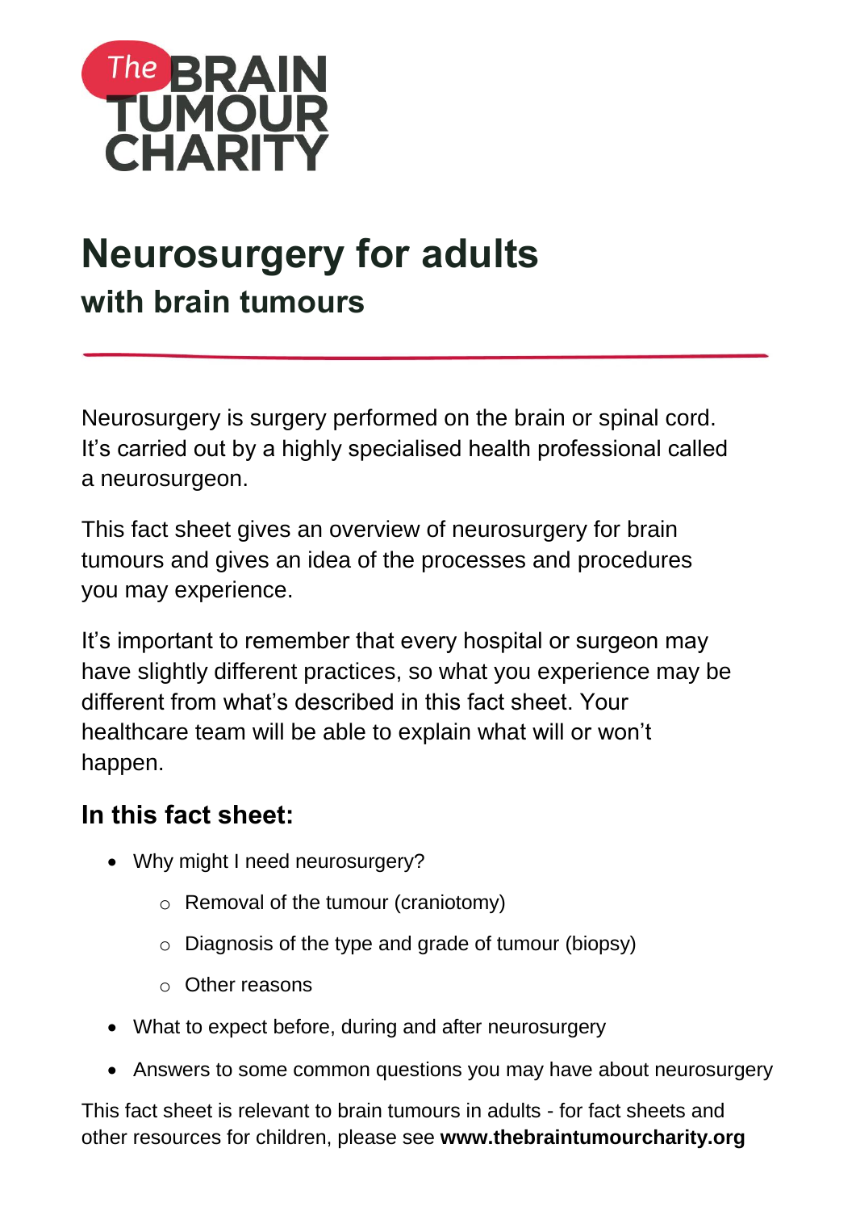The BRAIN TUMOUR CHARITY

# Neurosurgery for adults

## with brain tumours

Neurosurgery is surgery performed on the brain or spinal cord. It's carried out by a highly specialised health professional called a neurosurgeon.

This fact sheet gives an overview of neurosurgery for brain tumours and gives an idea of the processes and procedures you may experience.

It's important to remember that every hospital or surgeon may have slightly different practices, so what you experience may be different from what's described in this fact sheet. Your healthcare team will be able to explain what will or won't happen.

### In this fact sheet:

- Why might I need neurosurgery?
  - Removal of the tumour (craniotomy)
  - Diagnosis of the type and grade of tumour (biopsy)
  - Other reasons
- What to expect before, during and after neurosurgery
- Answers to some common questions you may have about neurosurgery

This fact sheet is relevant to brain tumours in adults - for fact sheets and other resources for children, please see **www.thebraintumourcharity.org**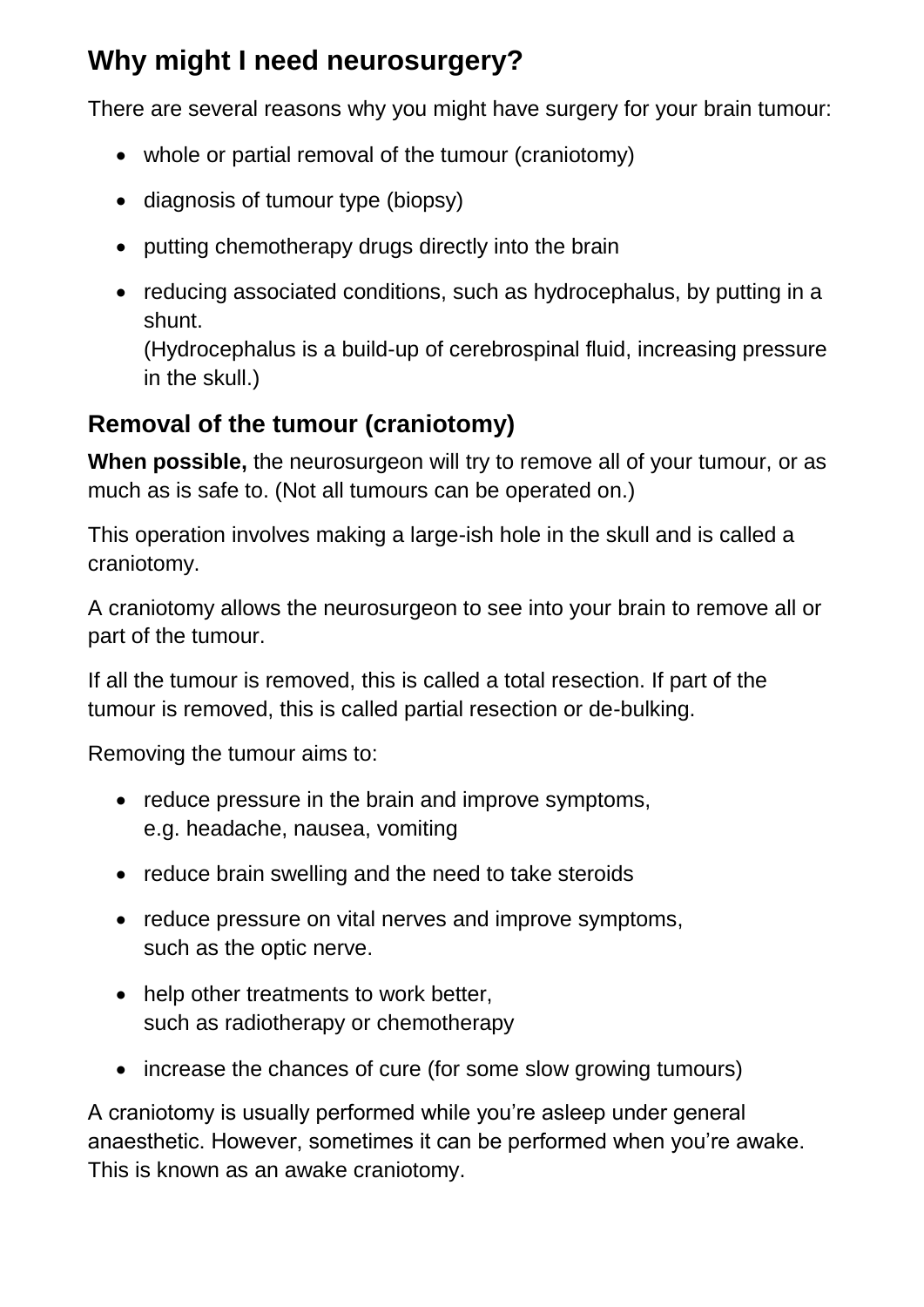## Why might I need neurosurgery?

There are several reasons why you might have surgery for your brain tumour:

- whole or partial removal of the tumour (craniotomy)
- diagnosis of tumour type (biopsy)
- putting chemotherapy drugs directly into the brain
- reducing associated conditions, such as hydrocephalus, by putting in a shunt.
  (Hydrocephalus is a build-up of cerebrospinal fluid, increasing pressure in the skull.)

### Removal of the tumour (craniotomy)

**When possible,** the neurosurgeon will try to remove all of your tumour, or as much as is safe to. (Not all tumours can be operated on.)

This operation involves making a large-ish hole in the skull and is called a craniotomy.

A craniotomy allows the neurosurgeon to see into your brain to remove all or part of the tumour.

If all the tumour is removed, this is called a total resection. If part of the tumour is removed, this is called partial resection or de-bulking.

Removing the tumour aims to:

- reduce pressure in the brain and improve symptoms, e.g. headache, nausea, vomiting
- reduce brain swelling and the need to take steroids
- reduce pressure on vital nerves and improve symptoms, such as the optic nerve.
- help other treatments to work better, such as radiotherapy or chemotherapy
- increase the chances of cure (for some slow growing tumours)

A craniotomy is usually performed while you're asleep under general anaesthetic. However, sometimes it can be performed when you're awake. This is known as an awake craniotomy.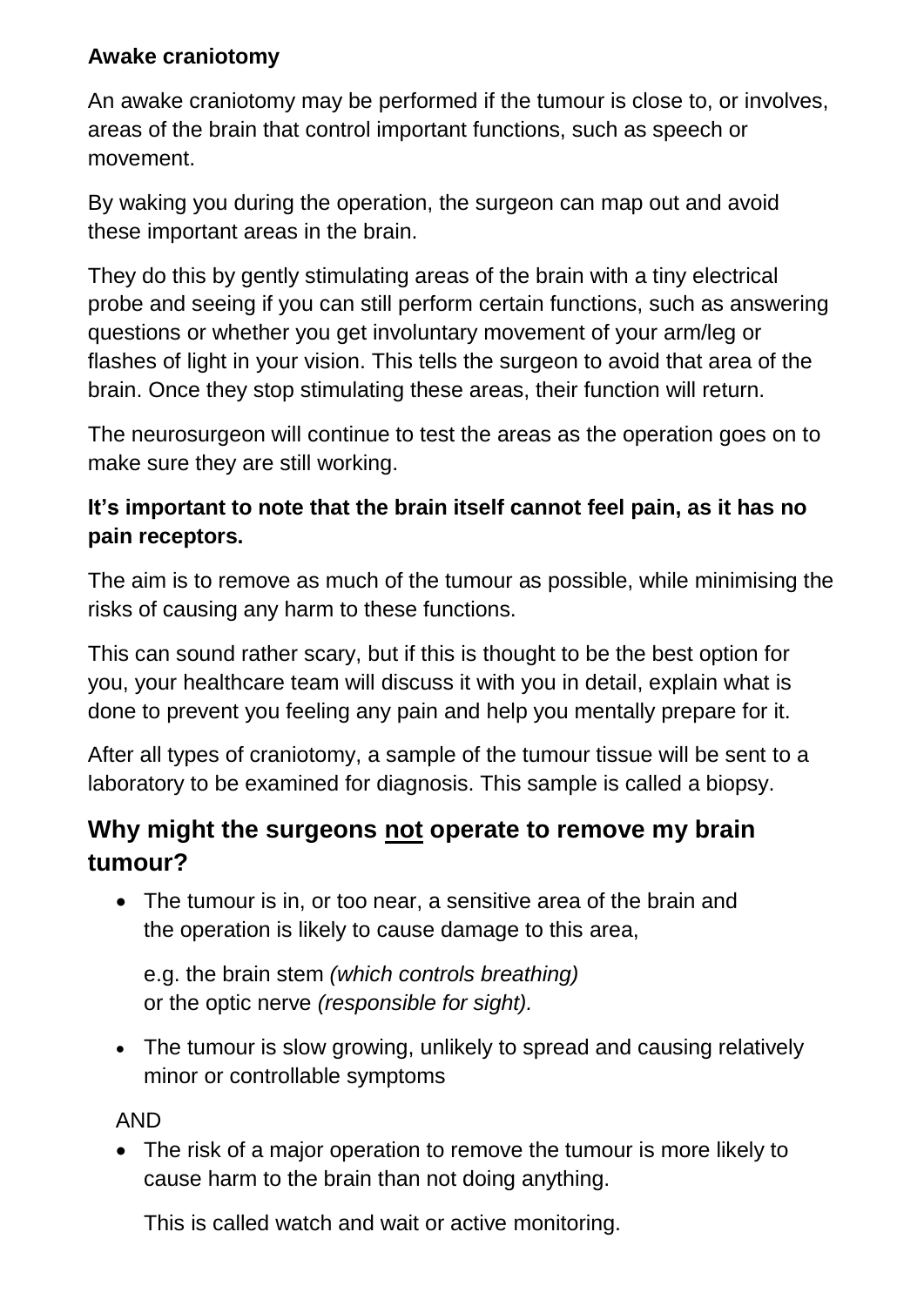**Awake craniotomy**

An awake craniotomy may be performed if the tumour is close to, or involves, areas of the brain that control important functions, such as speech or movement.

By waking you during the operation, the surgeon can map out and avoid these important areas in the brain.

They do this by gently stimulating areas of the brain with a tiny electrical probe and seeing if you can still perform certain functions, such as answering questions or whether you get involuntary movement of your arm/leg or flashes of light in your vision. This tells the surgeon to avoid that area of the brain. Once they stop stimulating these areas, their function will return.

The neurosurgeon will continue to test the areas as the operation goes on to make sure they are still working.

**It's important to note that the brain itself cannot feel pain, as it has no pain receptors.**

The aim is to remove as much of the tumour as possible, while minimising the risks of causing any harm to these functions.

This can sound rather scary, but if this is thought to be the best option for you, your healthcare team will discuss it with you in detail, explain what is done to prevent you feeling any pain and help you mentally prepare for it.

After all types of craniotomy, a sample of the tumour tissue will be sent to a laboratory to be examined for diagnosis. This sample is called a biopsy.

## Why might the surgeons <u>not</u> operate to remove my brain tumour?

- The tumour is in, or too near, a sensitive area of the brain and the operation is likely to cause damage to this area,

  e.g. the brain stem *(which controls breathing)* or the optic nerve *(responsible for sight).*

- The tumour is slow growing, unlikely to spread and causing relatively minor or controllable symptoms

AND

- The risk of a major operation to remove the tumour is more likely to cause harm to the brain than not doing anything.

  This is called watch and wait or active monitoring.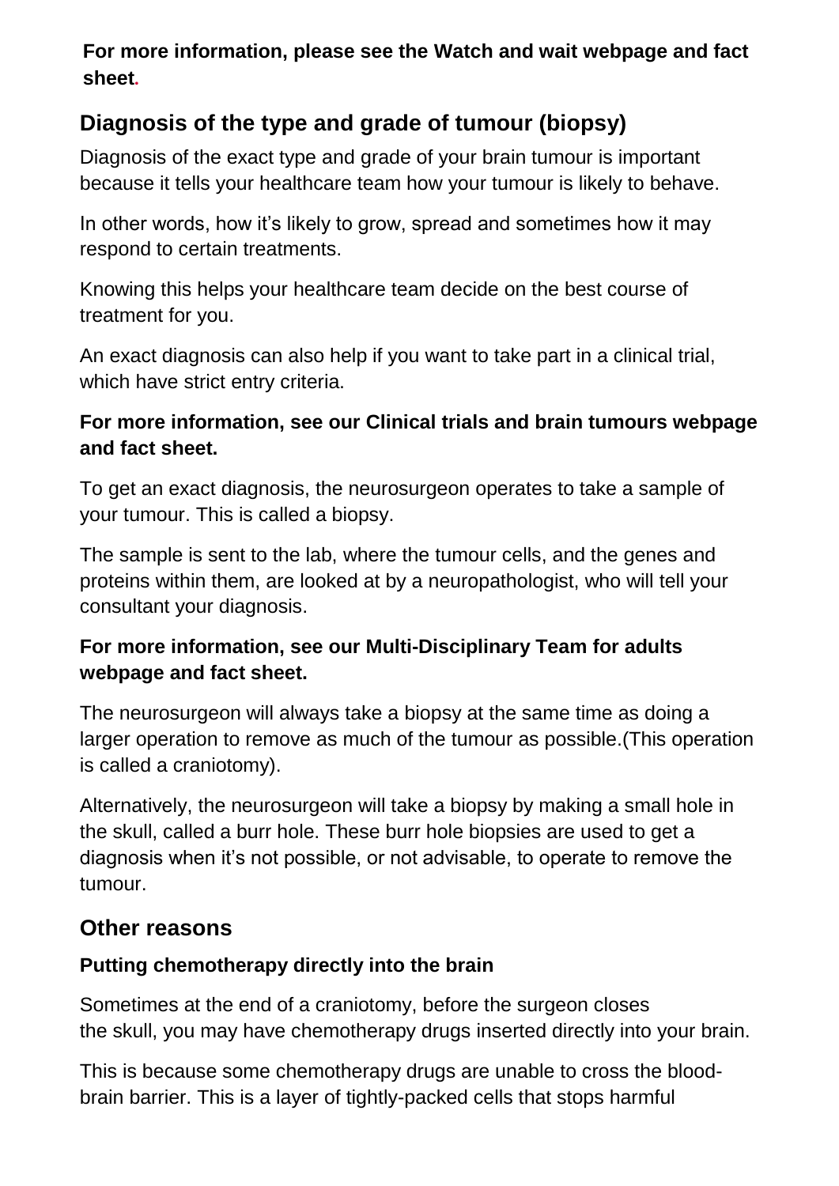**For more information, please see the Watch and wait webpage and fact sheet.**

## Diagnosis of the type and grade of tumour (biopsy)

Diagnosis of the exact type and grade of your brain tumour is important because it tells your healthcare team how your tumour is likely to behave.

In other words, how it's likely to grow, spread and sometimes how it may respond to certain treatments.

Knowing this helps your healthcare team decide on the best course of treatment for you.

An exact diagnosis can also help if you want to take part in a clinical trial, which have strict entry criteria.

**For more information, see our Clinical trials and brain tumours webpage and fact sheet.**

To get an exact diagnosis, the neurosurgeon operates to take a sample of your tumour. This is called a biopsy.

The sample is sent to the lab, where the tumour cells, and the genes and proteins within them, are looked at by a neuropathologist, who will tell your consultant your diagnosis.

**For more information, see our Multi-Disciplinary Team for adults webpage and fact sheet.**

The neurosurgeon will always take a biopsy at the same time as doing a larger operation to remove as much of the tumour as possible.(This operation is called a craniotomy).

Alternatively, the neurosurgeon will take a biopsy by making a small hole in the skull, called a burr hole. These burr hole biopsies are used to get a diagnosis when it's not possible, or not advisable, to operate to remove the tumour.

## Other reasons

### Putting chemotherapy directly into the brain

Sometimes at the end of a craniotomy, before the surgeon closes the skull, you may have chemotherapy drugs inserted directly into your brain.

This is because some chemotherapy drugs are unable to cross the blood-brain barrier. This is a layer of tightly-packed cells that stops harmful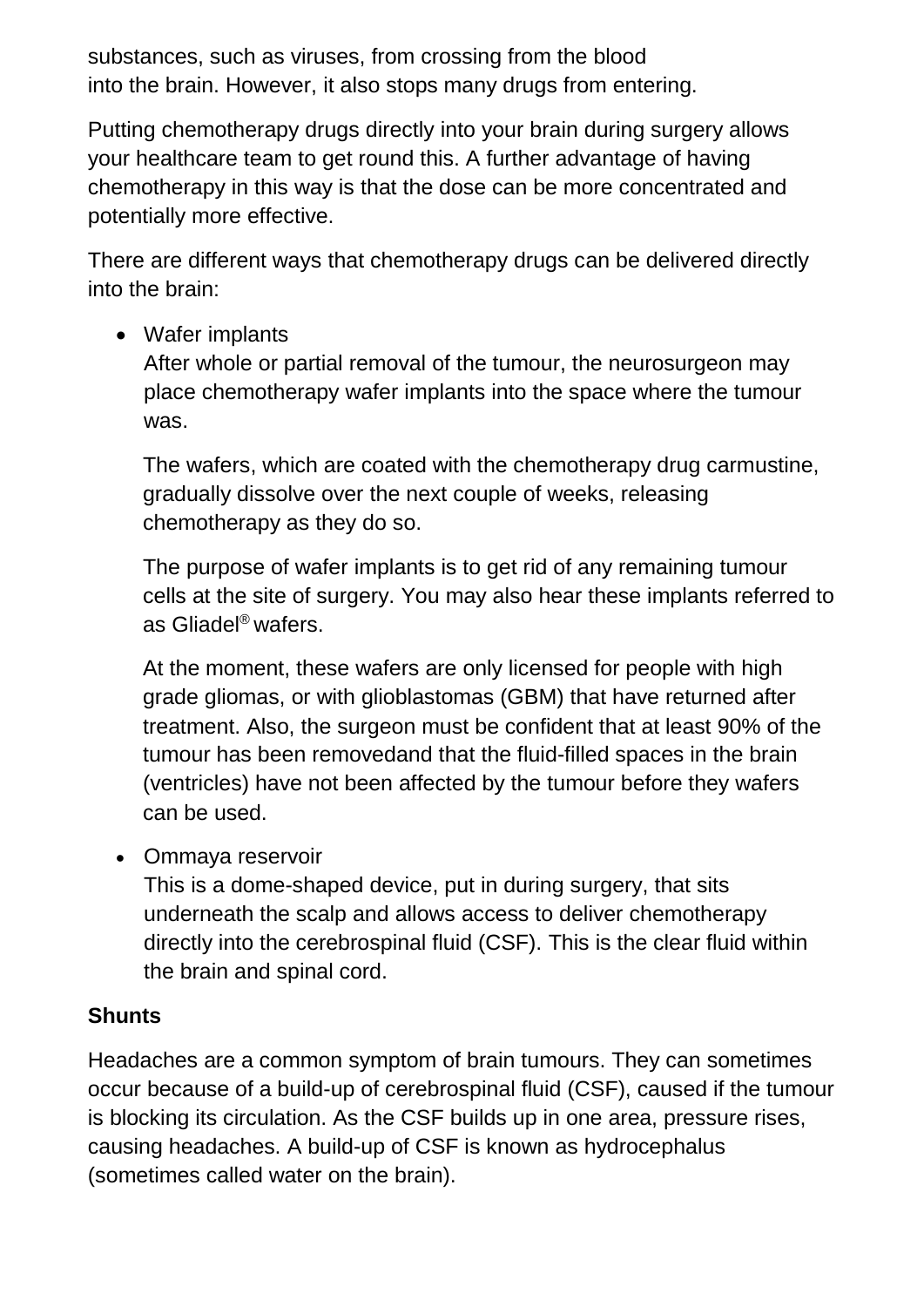substances, such as viruses, from crossing from the blood into the brain. However, it also stops many drugs from entering.

Putting chemotherapy drugs directly into your brain during surgery allows your healthcare team to get round this. A further advantage of having chemotherapy in this way is that the dose can be more concentrated and potentially more effective.

There are different ways that chemotherapy drugs can be delivered directly into the brain:

- Wafer implants

  After whole or partial removal of the tumour, the neurosurgeon may place chemotherapy wafer implants into the space where the tumour was.

  The wafers, which are coated with the chemotherapy drug carmustine, gradually dissolve over the next couple of weeks, releasing chemotherapy as they do so.

  The purpose of wafer implants is to get rid of any remaining tumour cells at the site of surgery. You may also hear these implants referred to as Gliadel® wafers.

  At the moment, these wafers are only licensed for people with high grade gliomas, or with glioblastomas (GBM) that have returned after treatment. Also, the surgeon must be confident that at least 90% of the tumour has been removedand that the fluid-filled spaces in the brain (ventricles) have not been affected by the tumour before they wafers can be used.

- Ommaya reservoir

  This is a dome-shaped device, put in during surgery, that sits underneath the scalp and allows access to deliver chemotherapy directly into the cerebrospinal fluid (CSF). This is the clear fluid within the brain and spinal cord.

**Shunts**

Headaches are a common symptom of brain tumours. They can sometimes occur because of a build-up of cerebrospinal fluid (CSF), caused if the tumour is blocking its circulation. As the CSF builds up in one area, pressure rises, causing headaches. A build-up of CSF is known as hydrocephalus (sometimes called water on the brain).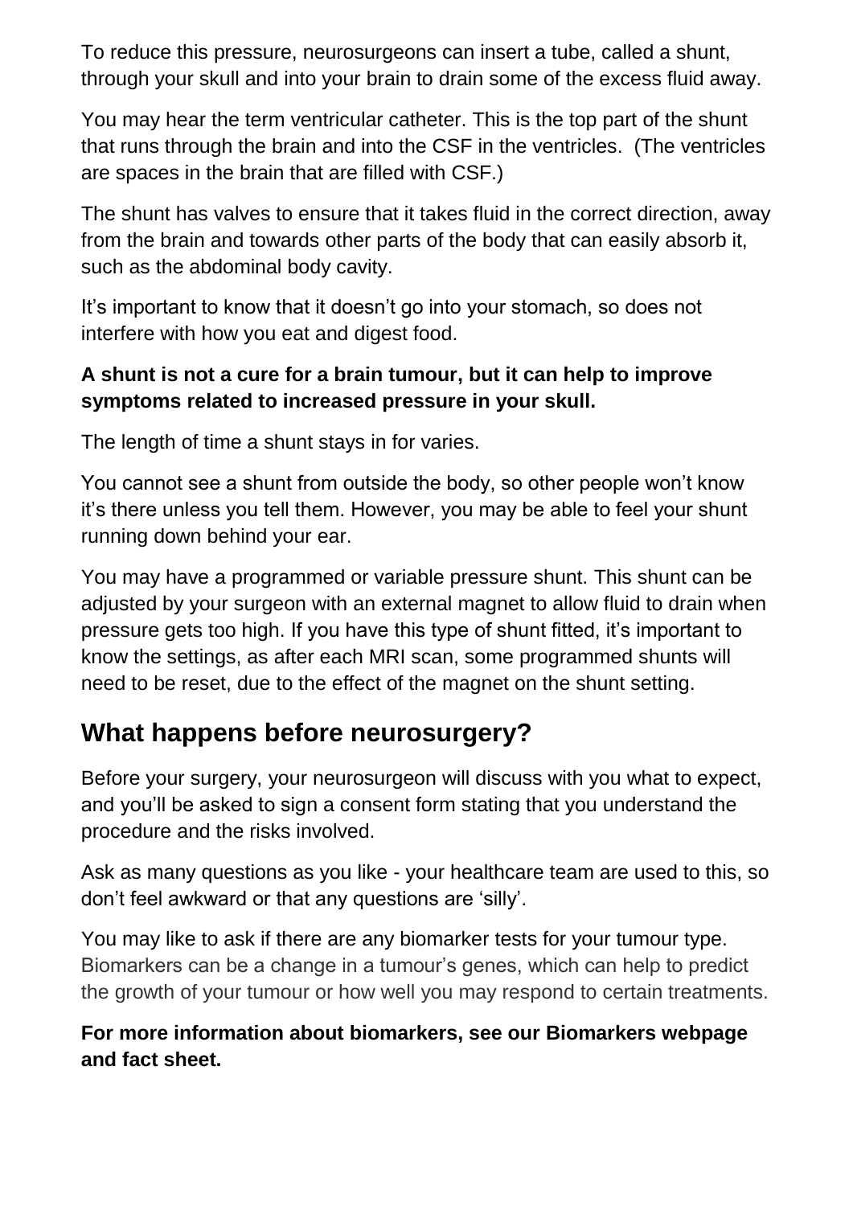To reduce this pressure, neurosurgeons can insert a tube, called a shunt, through your skull and into your brain to drain some of the excess fluid away.

You may hear the term ventricular catheter. This is the top part of the shunt that runs through the brain and into the CSF in the ventricles. (The ventricles are spaces in the brain that are filled with CSF.)

The shunt has valves to ensure that it takes fluid in the correct direction, away from the brain and towards other parts of the body that can easily absorb it, such as the abdominal body cavity.

It's important to know that it doesn't go into your stomach, so does not interfere with how you eat and digest food.

**A shunt is not a cure for a brain tumour, but it can help to improve symptoms related to increased pressure in your skull.**

The length of time a shunt stays in for varies.

You cannot see a shunt from outside the body, so other people won't know it's there unless you tell them. However, you may be able to feel your shunt running down behind your ear.

You may have a programmed or variable pressure shunt. This shunt can be adjusted by your surgeon with an external magnet to allow fluid to drain when pressure gets too high. If you have this type of shunt fitted, it's important to know the settings, as after each MRI scan, some programmed shunts will need to be reset, due to the effect of the magnet on the shunt setting.

## What happens before neurosurgery?

Before your surgery, your neurosurgeon will discuss with you what to expect, and you'll be asked to sign a consent form stating that you understand the procedure and the risks involved.

Ask as many questions as you like - your healthcare team are used to this, so don't feel awkward or that any questions are 'silly'.

You may like to ask if there are any biomarker tests for your tumour type. Biomarkers can be a change in a tumour's genes, which can help to predict the growth of your tumour or how well you may respond to certain treatments.

**For more information about biomarkers, see our Biomarkers webpage and fact sheet.**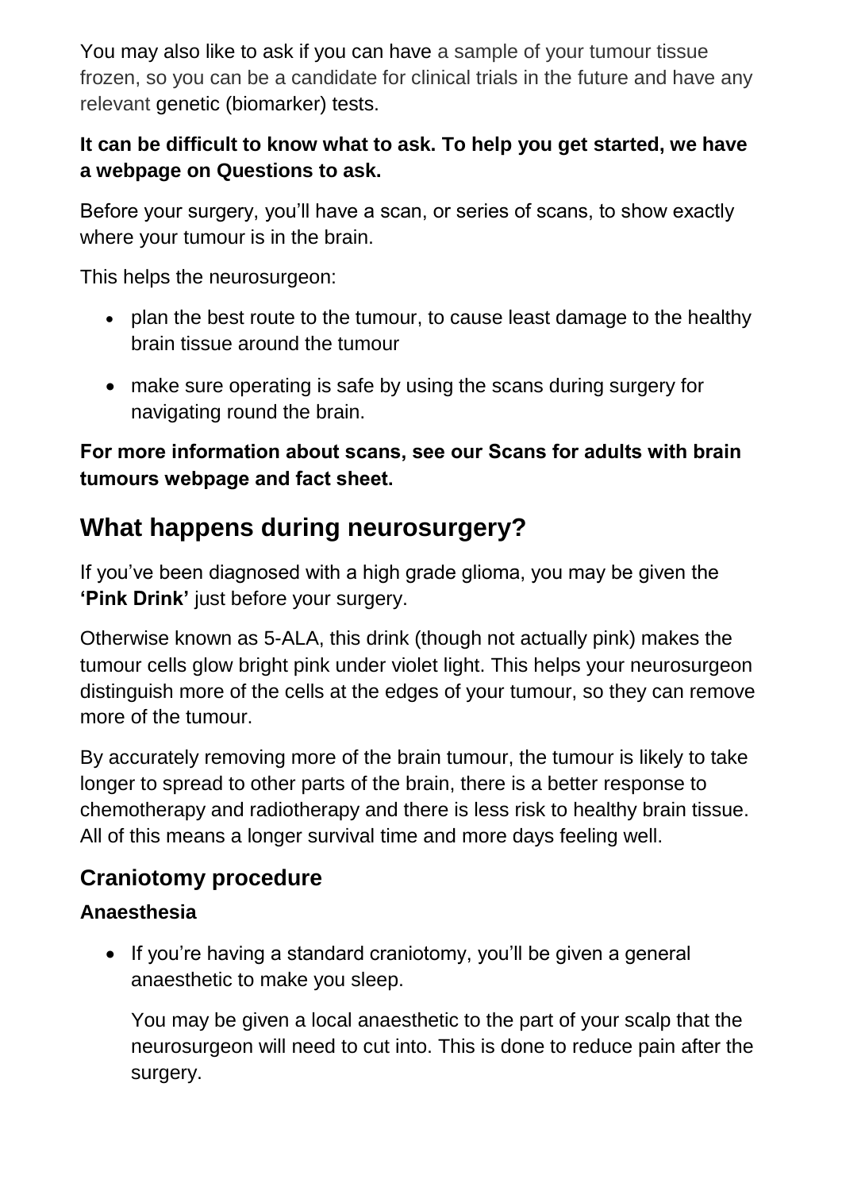You may also like to ask if you can have a sample of your tumour tissue frozen, so you can be a candidate for clinical trials in the future and have any relevant genetic (biomarker) tests.

**It can be difficult to know what to ask. To help you get started, we have a webpage on Questions to ask.**

Before your surgery, you'll have a scan, or series of scans, to show exactly where your tumour is in the brain.

This helps the neurosurgeon:

- plan the best route to the tumour, to cause least damage to the healthy brain tissue around the tumour
- make sure operating is safe by using the scans during surgery for navigating round the brain.

**For more information about scans, see our Scans for adults with brain tumours webpage and fact sheet.**

## What happens during neurosurgery?

If you've been diagnosed with a high grade glioma, you may be given the **'Pink Drink'** just before your surgery.

Otherwise known as 5-ALA, this drink (though not actually pink) makes the tumour cells glow bright pink under violet light. This helps your neurosurgeon distinguish more of the cells at the edges of your tumour, so they can remove more of the tumour.

By accurately removing more of the brain tumour, the tumour is likely to take longer to spread to other parts of the brain, there is a better response to chemotherapy and radiotherapy and there is less risk to healthy brain tissue. All of this means a longer survival time and more days feeling well.

### Craniotomy procedure

#### Anaesthesia

- If you're having a standard craniotomy, you'll be given a general anaesthetic to make you sleep.

  You may be given a local anaesthetic to the part of your scalp that the neurosurgeon will need to cut into. This is done to reduce pain after the surgery.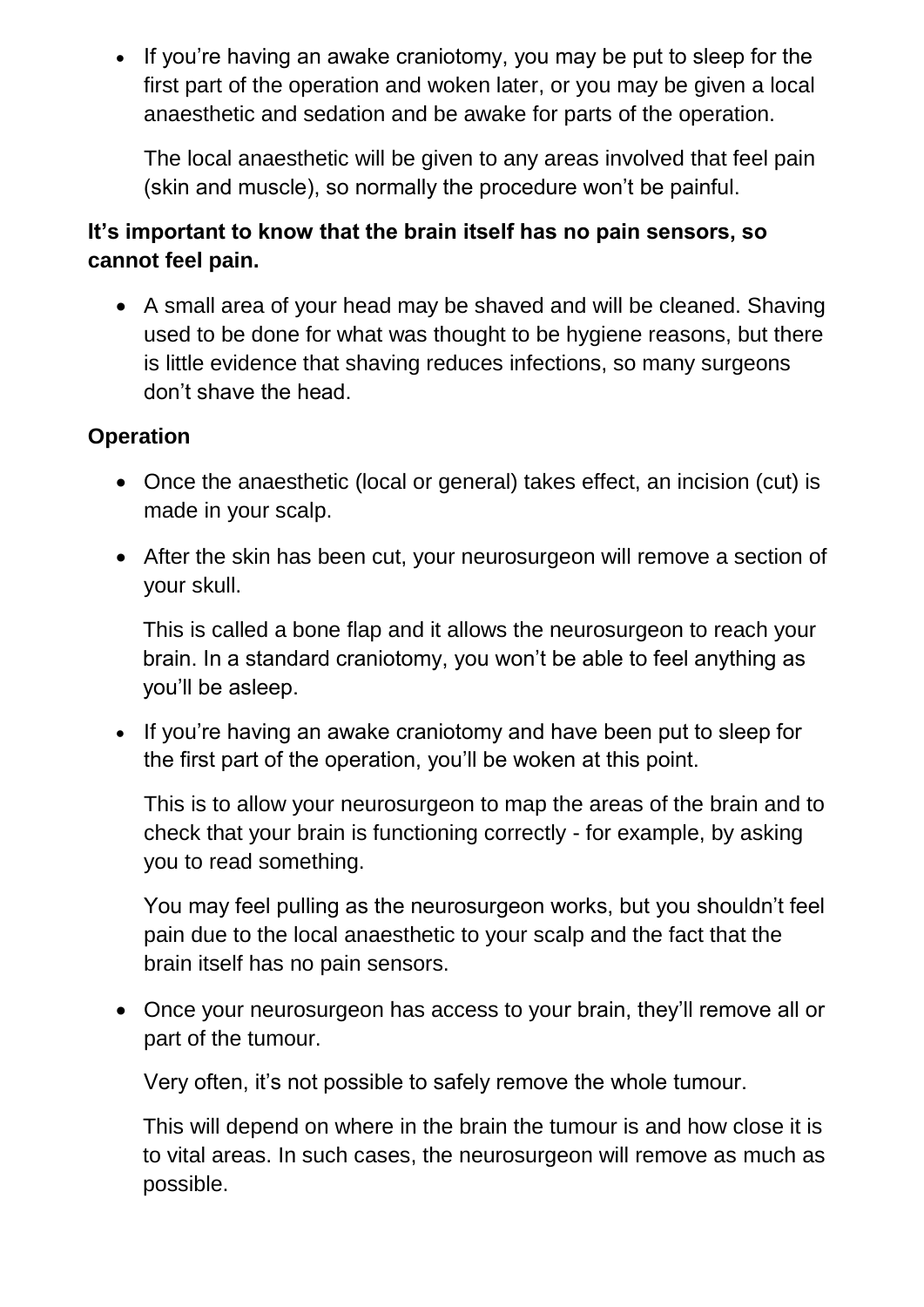- If you're having an awake craniotomy, you may be put to sleep for the first part of the operation and woken later, or you may be given a local anaesthetic and sedation and be awake for parts of the operation.

  The local anaesthetic will be given to any areas involved that feel pain (skin and muscle), so normally the procedure won't be painful.

**It's important to know that the brain itself has no pain sensors, so cannot feel pain.**

- A small area of your head may be shaved and will be cleaned. Shaving used to be done for what was thought to be hygiene reasons, but there is little evidence that shaving reduces infections, so many surgeons don't shave the head.

**Operation**

- Once the anaesthetic (local or general) takes effect, an incision (cut) is made in your scalp.
- After the skin has been cut, your neurosurgeon will remove a section of your skull.

  This is called a bone flap and it allows the neurosurgeon to reach your brain. In a standard craniotomy, you won't be able to feel anything as you'll be asleep.

- If you're having an awake craniotomy and have been put to sleep for the first part of the operation, you'll be woken at this point.

  This is to allow your neurosurgeon to map the areas of the brain and to check that your brain is functioning correctly - for example, by asking you to read something.

  You may feel pulling as the neurosurgeon works, but you shouldn't feel pain due to the local anaesthetic to your scalp and the fact that the brain itself has no pain sensors.

- Once your neurosurgeon has access to your brain, they'll remove all or part of the tumour.

  Very often, it's not possible to safely remove the whole tumour.

  This will depend on where in the brain the tumour is and how close it is to vital areas. In such cases, the neurosurgeon will remove as much as possible.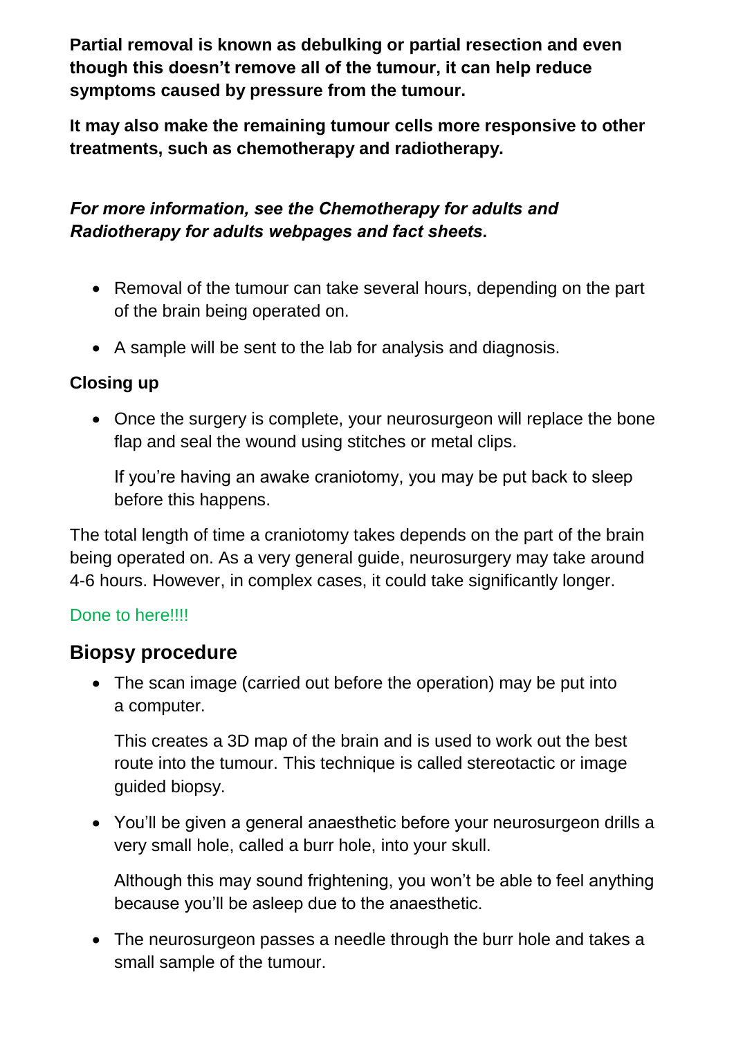**Partial removal is known as debulking or partial resection and even though this doesn't remove all of the tumour, it can help reduce symptoms caused by pressure from the tumour.**

**It may also make the remaining tumour cells more responsive to other treatments, such as chemotherapy and radiotherapy.**

***For more information, see the Chemotherapy for adults and Radiotherapy for adults webpages and fact sheets*.**

- Removal of the tumour can take several hours, depending on the part of the brain being operated on.
- A sample will be sent to the lab for analysis and diagnosis.

**Closing up**

- Once the surgery is complete, your neurosurgeon will replace the bone flap and seal the wound using stitches or metal clips.

  If you're having an awake craniotomy, you may be put back to sleep before this happens.

The total length of time a craniotomy takes depends on the part of the brain being operated on. As a very general guide, neurosurgery may take around 4-6 hours. However, in complex cases, it could take significantly longer.

Done to here!!!!

## Biopsy procedure

- The scan image (carried out before the operation) may be put into a computer.

  This creates a 3D map of the brain and is used to work out the best route into the tumour. This technique is called stereotactic or image guided biopsy.

- You'll be given a general anaesthetic before your neurosurgeon drills a very small hole, called a burr hole, into your skull.

  Although this may sound frightening, you won't be able to feel anything because you'll be asleep due to the anaesthetic.

- The neurosurgeon passes a needle through the burr hole and takes a small sample of the tumour.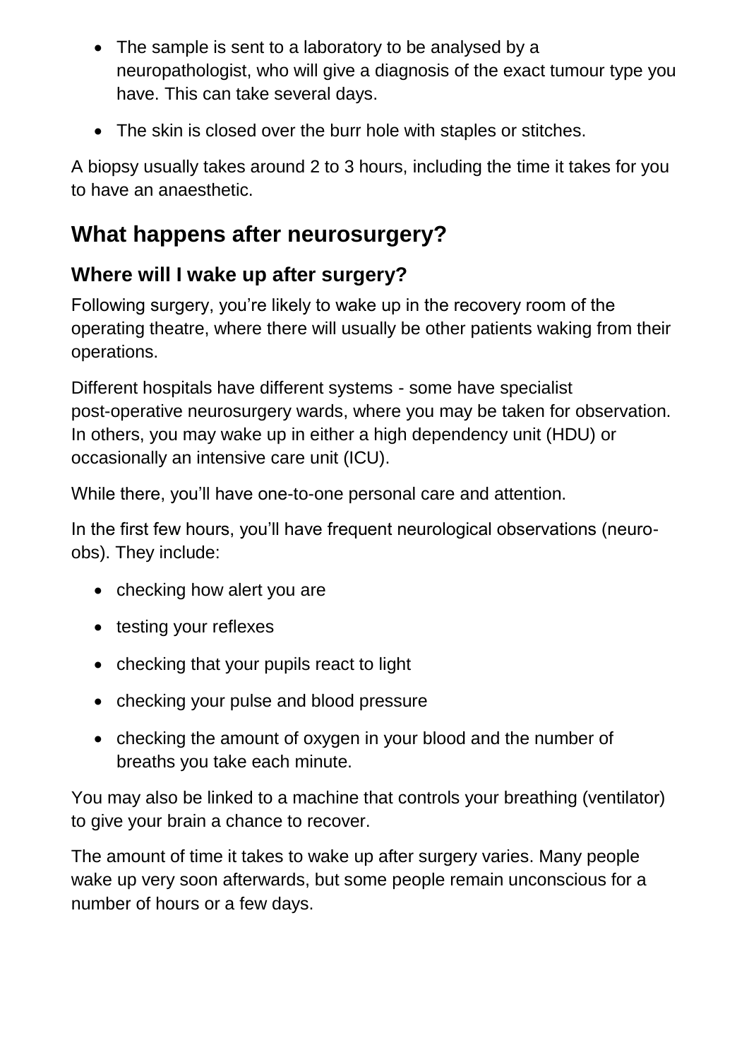- The sample is sent to a laboratory to be analysed by a neuropathologist, who will give a diagnosis of the exact tumour type you have. This can take several days.
- The skin is closed over the burr hole with staples or stitches.

A biopsy usually takes around 2 to 3 hours, including the time it takes for you to have an anaesthetic.

## What happens after neurosurgery?

### Where will I wake up after surgery?

Following surgery, you're likely to wake up in the recovery room of the operating theatre, where there will usually be other patients waking from their operations.

Different hospitals have different systems - some have specialist post-operative neurosurgery wards, where you may be taken for observation. In others, you may wake up in either a high dependency unit (HDU) or occasionally an intensive care unit (ICU).

While there, you'll have one-to-one personal care and attention.

In the first few hours, you'll have frequent neurological observations (neuro-obs). They include:

- checking how alert you are
- testing your reflexes
- checking that your pupils react to light
- checking your pulse and blood pressure
- checking the amount of oxygen in your blood and the number of breaths you take each minute.

You may also be linked to a machine that controls your breathing (ventilator) to give your brain a chance to recover.

The amount of time it takes to wake up after surgery varies. Many people wake up very soon afterwards, but some people remain unconscious for a number of hours or a few days.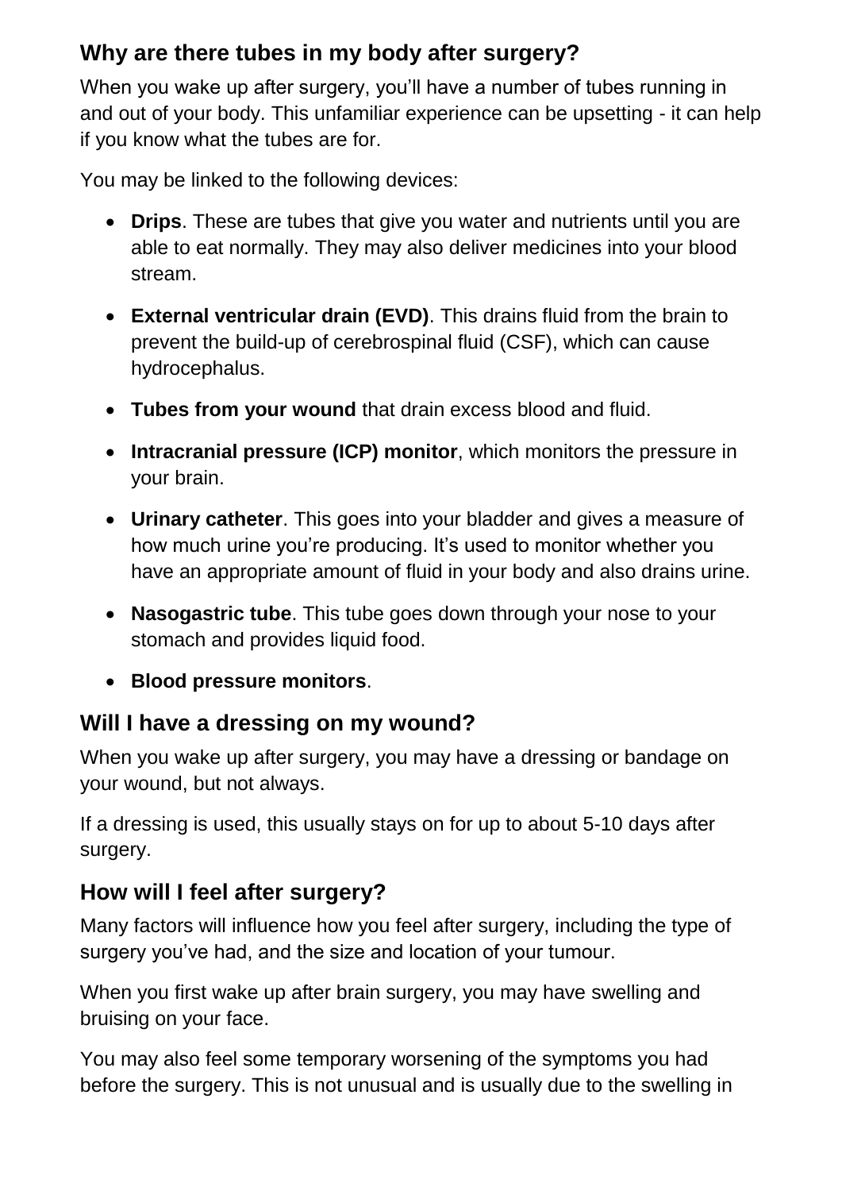## Why are there tubes in my body after surgery?

When you wake up after surgery, you'll have a number of tubes running in and out of your body. This unfamiliar experience can be upsetting - it can help if you know what the tubes are for.

You may be linked to the following devices:

- **Drips**. These are tubes that give you water and nutrients until you are able to eat normally. They may also deliver medicines into your blood stream.
- **External ventricular drain (EVD)**. This drains fluid from the brain to prevent the build-up of cerebrospinal fluid (CSF), which can cause hydrocephalus.
- **Tubes from your wound** that drain excess blood and fluid.
- **Intracranial pressure (ICP) monitor**, which monitors the pressure in your brain.
- **Urinary catheter**. This goes into your bladder and gives a measure of how much urine you're producing. It's used to monitor whether you have an appropriate amount of fluid in your body and also drains urine.
- **Nasogastric tube**. This tube goes down through your nose to your stomach and provides liquid food.
- **Blood pressure monitors**.

## Will I have a dressing on my wound?

When you wake up after surgery, you may have a dressing or bandage on your wound, but not always.

If a dressing is used, this usually stays on for up to about 5-10 days after surgery.

## How will I feel after surgery?

Many factors will influence how you feel after surgery, including the type of surgery you've had, and the size and location of your tumour.

When you first wake up after brain surgery, you may have swelling and bruising on your face.

You may also feel some temporary worsening of the symptoms you had before the surgery. This is not unusual and is usually due to the swelling in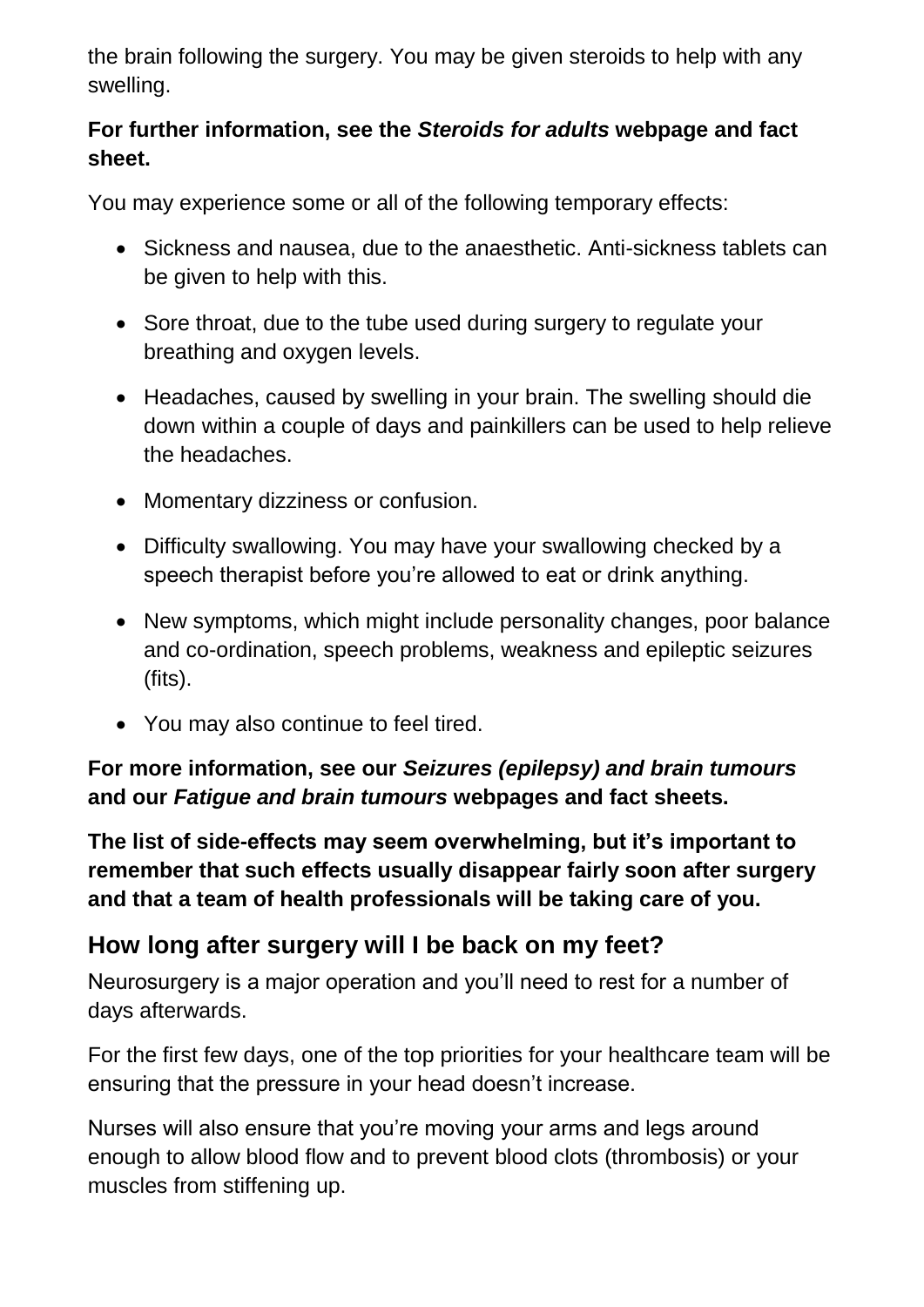the brain following the surgery. You may be given steroids to help with any swelling.

**For further information, see the *Steroids for adults* webpage and fact sheet.**

You may experience some or all of the following temporary effects:

- Sickness and nausea, due to the anaesthetic. Anti-sickness tablets can be given to help with this.
- Sore throat, due to the tube used during surgery to regulate your breathing and oxygen levels.
- Headaches, caused by swelling in your brain. The swelling should die down within a couple of days and painkillers can be used to help relieve the headaches.
- Momentary dizziness or confusion.
- Difficulty swallowing. You may have your swallowing checked by a speech therapist before you're allowed to eat or drink anything.
- New symptoms, which might include personality changes, poor balance and co-ordination, speech problems, weakness and epileptic seizures (fits).
- You may also continue to feel tired.

**For more information, see our *Seizures (epilepsy) and brain tumours* and our *Fatigue and brain tumours* webpages and fact sheets.**

**The list of side-effects may seem overwhelming, but it's important to remember that such effects usually disappear fairly soon after surgery and that a team of health professionals will be taking care of you.**

## How long after surgery will I be back on my feet?

Neurosurgery is a major operation and you'll need to rest for a number of days afterwards.

For the first few days, one of the top priorities for your healthcare team will be ensuring that the pressure in your head doesn't increase.

Nurses will also ensure that you're moving your arms and legs around enough to allow blood flow and to prevent blood clots (thrombosis) or your muscles from stiffening up.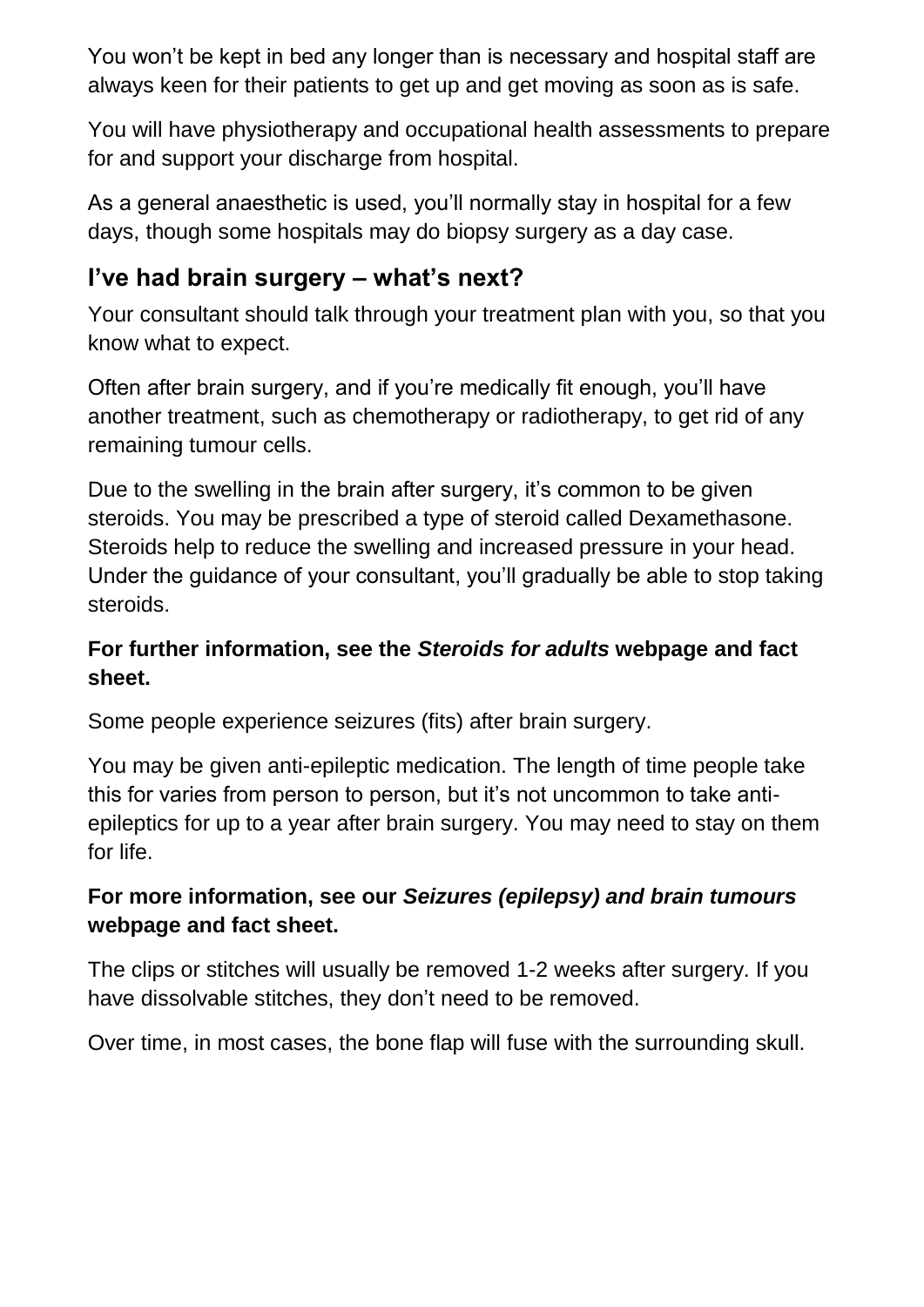You won't be kept in bed any longer than is necessary and hospital staff are always keen for their patients to get up and get moving as soon as is safe.

You will have physiotherapy and occupational health assessments to prepare for and support your discharge from hospital.

As a general anaesthetic is used, you'll normally stay in hospital for a few days, though some hospitals may do biopsy surgery as a day case.

## I've had brain surgery – what's next?

Your consultant should talk through your treatment plan with you, so that you know what to expect.

Often after brain surgery, and if you're medically fit enough, you'll have another treatment, such as chemotherapy or radiotherapy, to get rid of any remaining tumour cells.

Due to the swelling in the brain after surgery, it's common to be given steroids. You may be prescribed a type of steroid called Dexamethasone. Steroids help to reduce the swelling and increased pressure in your head. Under the guidance of your consultant, you'll gradually be able to stop taking steroids.

**For further information, see the *Steroids for adults* webpage and fact sheet.**

Some people experience seizures (fits) after brain surgery.

You may be given anti-epileptic medication. The length of time people take this for varies from person to person, but it's not uncommon to take anti-epileptics for up to a year after brain surgery. You may need to stay on them for life.

**For more information, see our *Seizures (epilepsy) and brain tumours* webpage and fact sheet.**

The clips or stitches will usually be removed 1-2 weeks after surgery. If you have dissolvable stitches, they don't need to be removed.

Over time, in most cases, the bone flap will fuse with the surrounding skull.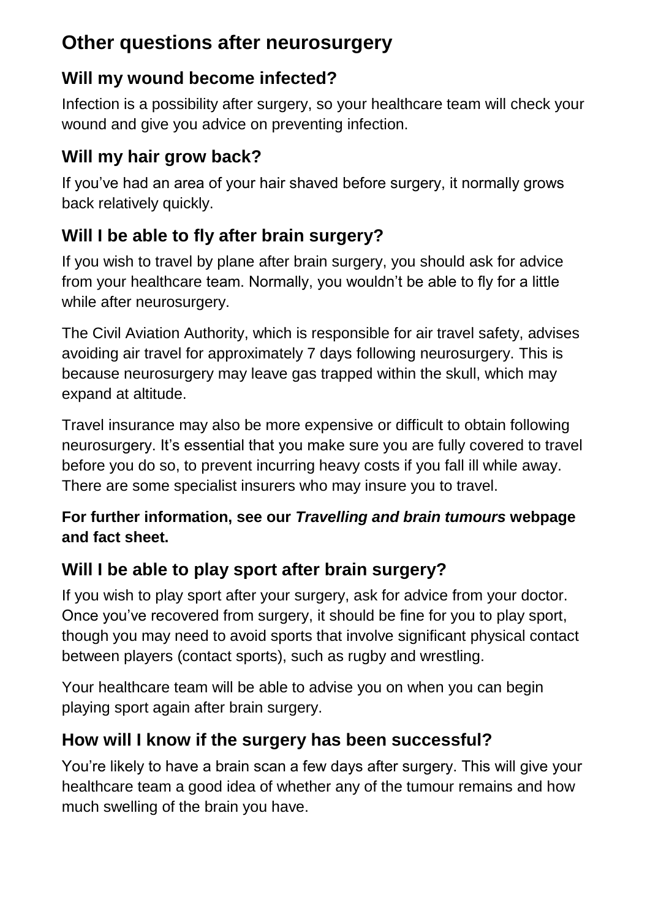## Other questions after neurosurgery

### Will my wound become infected?

Infection is a possibility after surgery, so your healthcare team will check your wound and give you advice on preventing infection.

### Will my hair grow back?

If you've had an area of your hair shaved before surgery, it normally grows back relatively quickly.

### Will I be able to fly after brain surgery?

If you wish to travel by plane after brain surgery, you should ask for advice from your healthcare team. Normally, you wouldn't be able to fly for a little while after neurosurgery.

The Civil Aviation Authority, which is responsible for air travel safety, advises avoiding air travel for approximately 7 days following neurosurgery. This is because neurosurgery may leave gas trapped within the skull, which may expand at altitude.

Travel insurance may also be more expensive or difficult to obtain following neurosurgery. It's essential that you make sure you are fully covered to travel before you do so, to prevent incurring heavy costs if you fall ill while away. There are some specialist insurers who may insure you to travel.

**For further information, see our *Travelling and brain tumours* webpage and fact sheet.**

### Will I be able to play sport after brain surgery?

If you wish to play sport after your surgery, ask for advice from your doctor. Once you've recovered from surgery, it should be fine for you to play sport, though you may need to avoid sports that involve significant physical contact between players (contact sports), such as rugby and wrestling.

Your healthcare team will be able to advise you on when you can begin playing sport again after brain surgery.

### How will I know if the surgery has been successful?

You're likely to have a brain scan a few days after surgery. This will give your healthcare team a good idea of whether any of the tumour remains and how much swelling of the brain you have.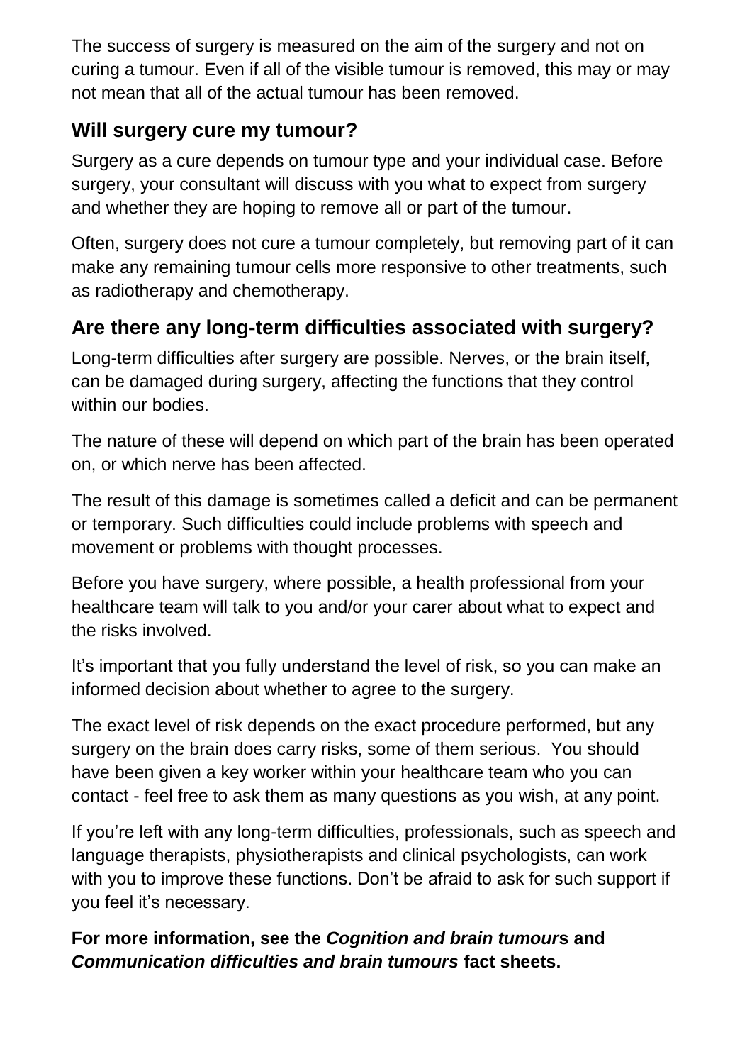The success of surgery is measured on the aim of the surgery and not on curing a tumour. Even if all of the visible tumour is removed, this may or may not mean that all of the actual tumour has been removed.

## Will surgery cure my tumour?

Surgery as a cure depends on tumour type and your individual case. Before surgery, your consultant will discuss with you what to expect from surgery and whether they are hoping to remove all or part of the tumour.

Often, surgery does not cure a tumour completely, but removing part of it can make any remaining tumour cells more responsive to other treatments, such as radiotherapy and chemotherapy.

## Are there any long-term difficulties associated with surgery?

Long-term difficulties after surgery are possible. Nerves, or the brain itself, can be damaged during surgery, affecting the functions that they control within our bodies.

The nature of these will depend on which part of the brain has been operated on, or which nerve has been affected.

The result of this damage is sometimes called a deficit and can be permanent or temporary. Such difficulties could include problems with speech and movement or problems with thought processes.

Before you have surgery, where possible, a health professional from your healthcare team will talk to you and/or your carer about what to expect and the risks involved.

It's important that you fully understand the level of risk, so you can make an informed decision about whether to agree to the surgery.

The exact level of risk depends on the exact procedure performed, but any surgery on the brain does carry risks, some of them serious. You should have been given a key worker within your healthcare team who you can contact - feel free to ask them as many questions as you wish, at any point.

If you're left with any long-term difficulties, professionals, such as speech and language therapists, physiotherapists and clinical psychologists, can work with you to improve these functions. Don't be afraid to ask for such support if you feel it's necessary.

**For more information, see the *Cognition and brain tumours* and *Communication difficulties and brain tumours* fact sheets.**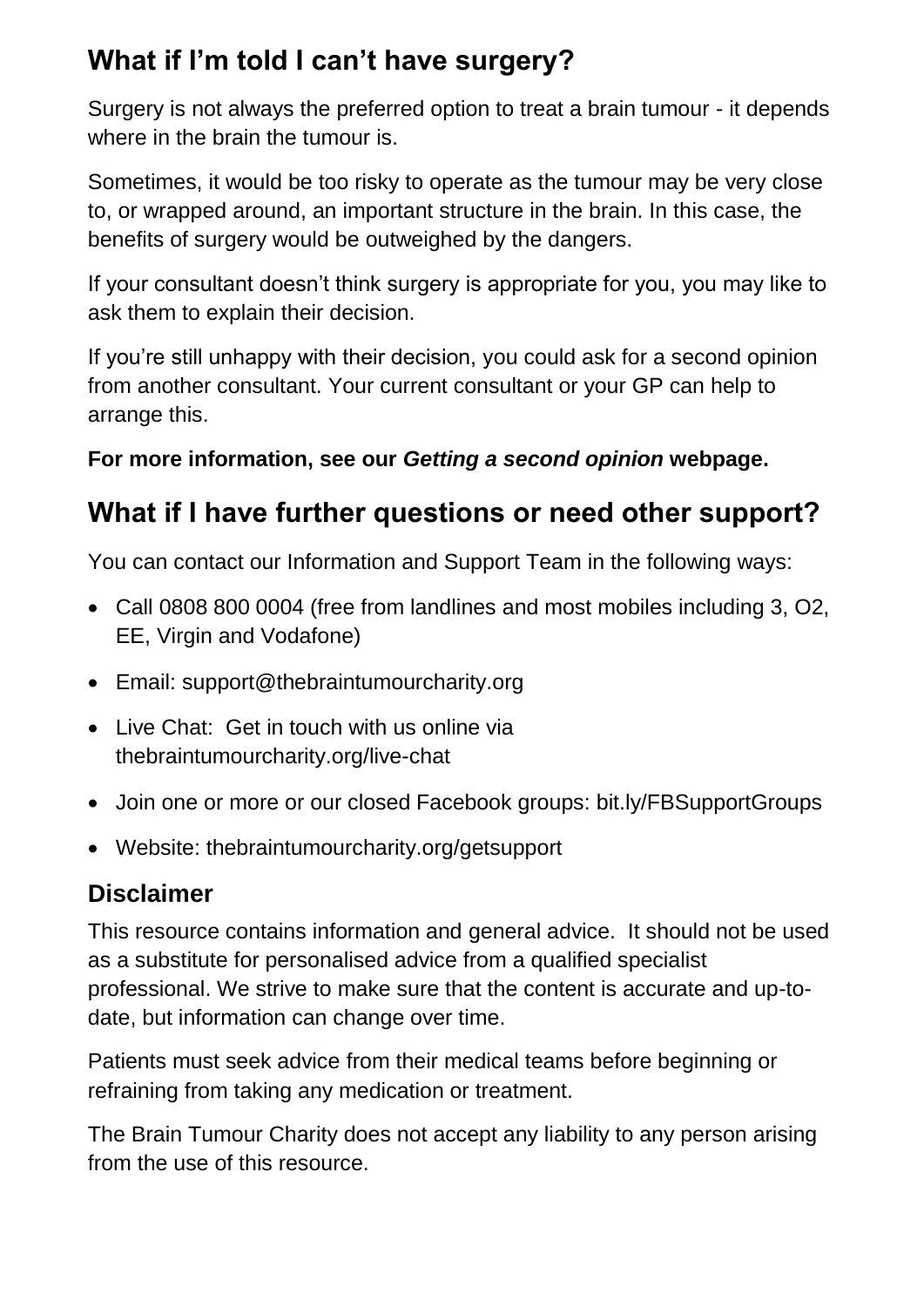## What if I'm told I can't have surgery?

Surgery is not always the preferred option to treat a brain tumour - it depends where in the brain the tumour is.

Sometimes, it would be too risky to operate as the tumour may be very close to, or wrapped around, an important structure in the brain. In this case, the benefits of surgery would be outweighed by the dangers.

If your consultant doesn't think surgery is appropriate for you, you may like to ask them to explain their decision.

If you're still unhappy with their decision, you could ask for a second opinion from another consultant. Your current consultant or your GP can help to arrange this.

**For more information, see our *Getting a second opinion* webpage.**

## What if I have further questions or need other support?

You can contact our Information and Support Team in the following ways:

- Call 0808 800 0004 (free from landlines and most mobiles including 3, O2, EE, Virgin and Vodafone)
- Email: support@thebraintumourcharity.org
- Live Chat: Get in touch with us online via thebraintumourcharity.org/live-chat
- Join one or more or our closed Facebook groups: bit.ly/FBSupportGroups
- Website: thebraintumourcharity.org/getsupport

### Disclaimer

This resource contains information and general advice. It should not be used as a substitute for personalised advice from a qualified specialist professional. We strive to make sure that the content is accurate and up-to-date, but information can change over time.

Patients must seek advice from their medical teams before beginning or refraining from taking any medication or treatment.

The Brain Tumour Charity does not accept any liability to any person arising from the use of this resource.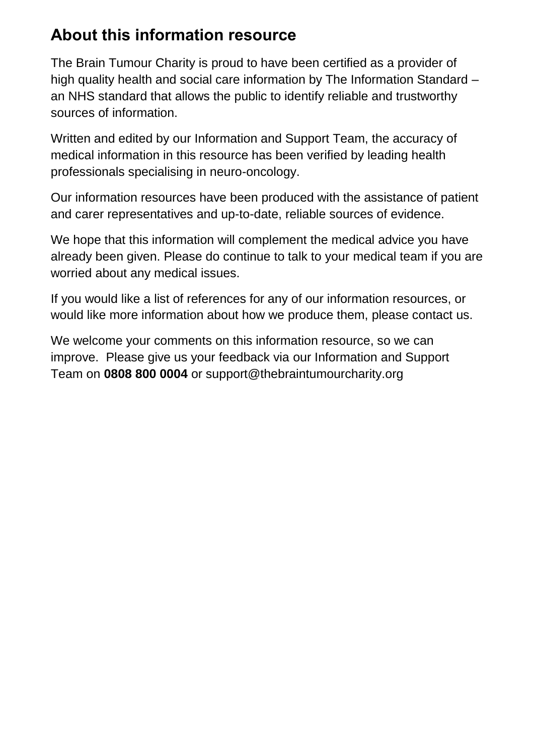## About this information resource

The Brain Tumour Charity is proud to have been certified as a provider of high quality health and social care information by The Information Standard – an NHS standard that allows the public to identify reliable and trustworthy sources of information.

Written and edited by our Information and Support Team, the accuracy of medical information in this resource has been verified by leading health professionals specialising in neuro-oncology.

Our information resources have been produced with the assistance of patient and carer representatives and up-to-date, reliable sources of evidence.

We hope that this information will complement the medical advice you have already been given. Please do continue to talk to your medical team if you are worried about any medical issues.

If you would like a list of references for any of our information resources, or would like more information about how we produce them, please contact us.

We welcome your comments on this information resource, so we can improve. Please give us your feedback via our Information and Support Team on **0808 800 0004** or support@thebraintumourcharity.org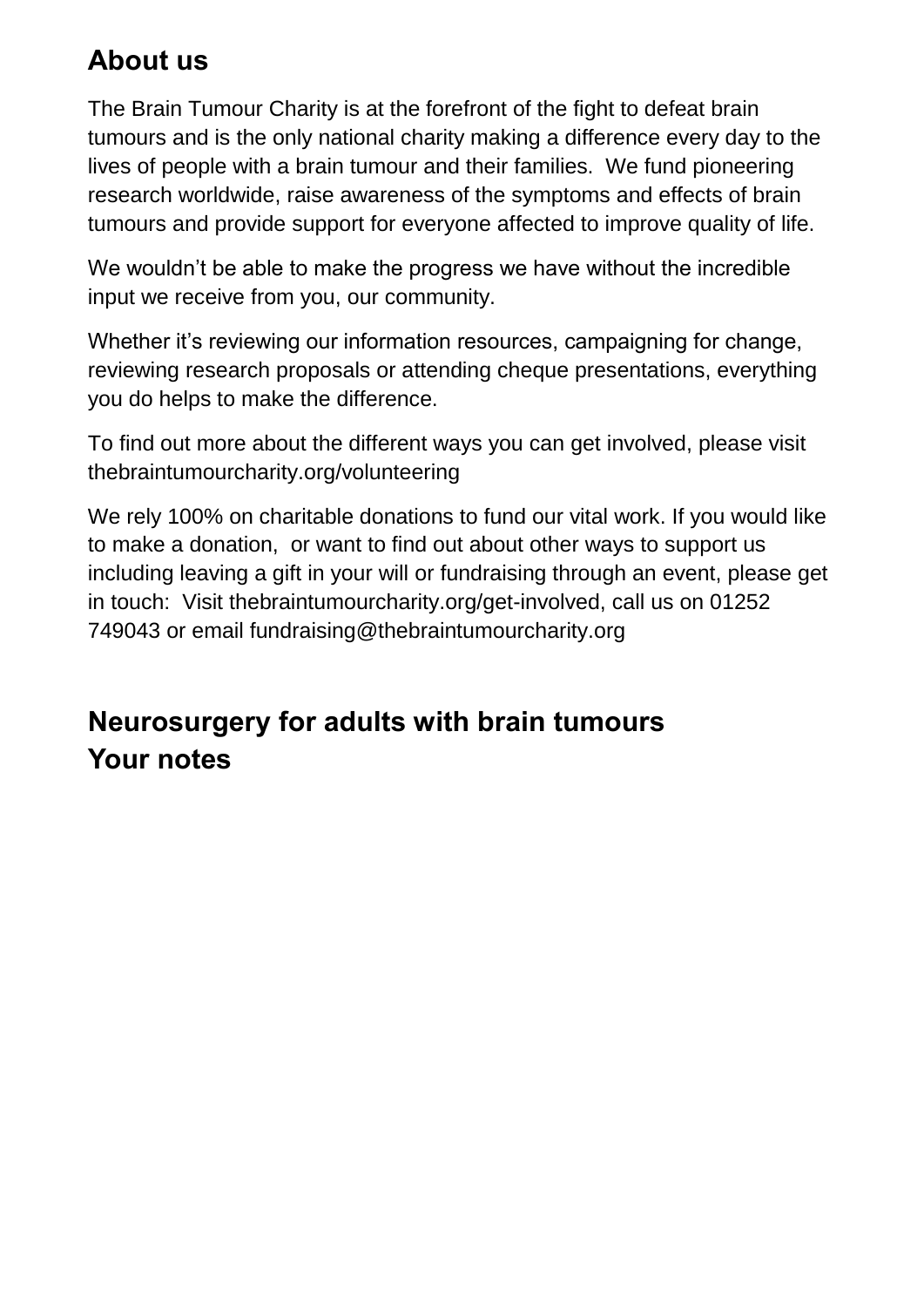## About us

The Brain Tumour Charity is at the forefront of the fight to defeat brain tumours and is the only national charity making a difference every day to the lives of people with a brain tumour and their families. We fund pioneering research worldwide, raise awareness of the symptoms and effects of brain tumours and provide support for everyone affected to improve quality of life.

We wouldn't be able to make the progress we have without the incredible input we receive from you, our community.

Whether it's reviewing our information resources, campaigning for change, reviewing research proposals or attending cheque presentations, everything you do helps to make the difference.

To find out more about the different ways you can get involved, please visit thebraintumourcharity.org/volunteering

We rely 100% on charitable donations to fund our vital work. If you would like to make a donation, or want to find out about other ways to support us including leaving a gift in your will or fundraising through an event, please get in touch: Visit thebraintumourcharity.org/get-involved, call us on 01252 749043 or email fundraising@thebraintumourcharity.org

## Neurosurgery for adults with brain tumours
## Your notes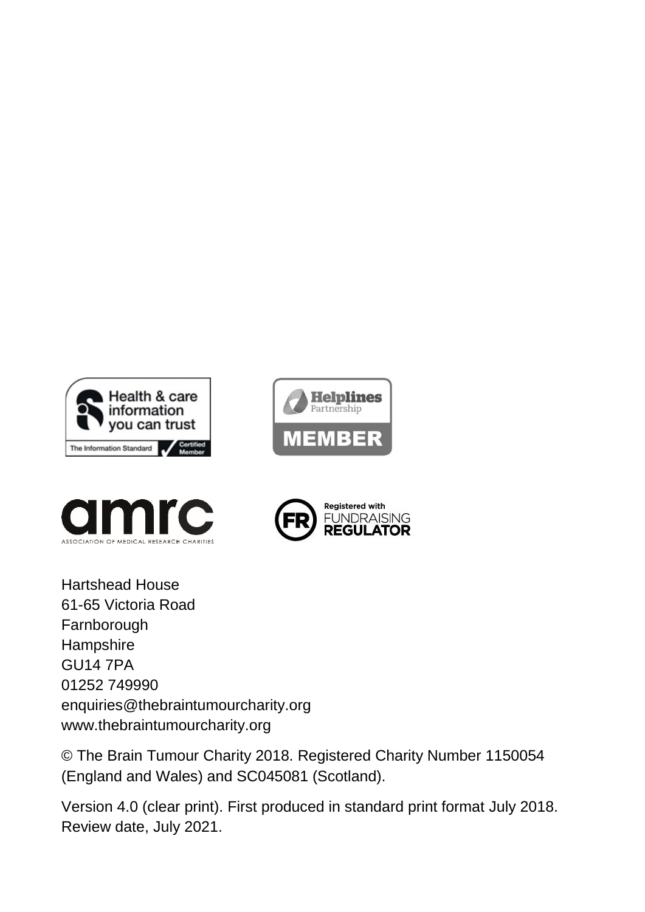Health & care information you can trust

The Information Standard Certified Member

Helplines Partnership MEMBER

amrc ASSOCIATION OF MEDICAL RESEARCH CHARITIES

Registered with FUNDRAISING REGULATOR

Hartshead House
61-65 Victoria Road
Farnborough
Hampshire
GU14 7PA
01252 749990
enquiries@thebraintumourcharity.org
www.thebraintumourcharity.org

© The Brain Tumour Charity 2018. Registered Charity Number 1150054 (England and Wales) and SC045081 (Scotland).

Version 4.0 (clear print). First produced in standard print format July 2018. Review date, July 2021.